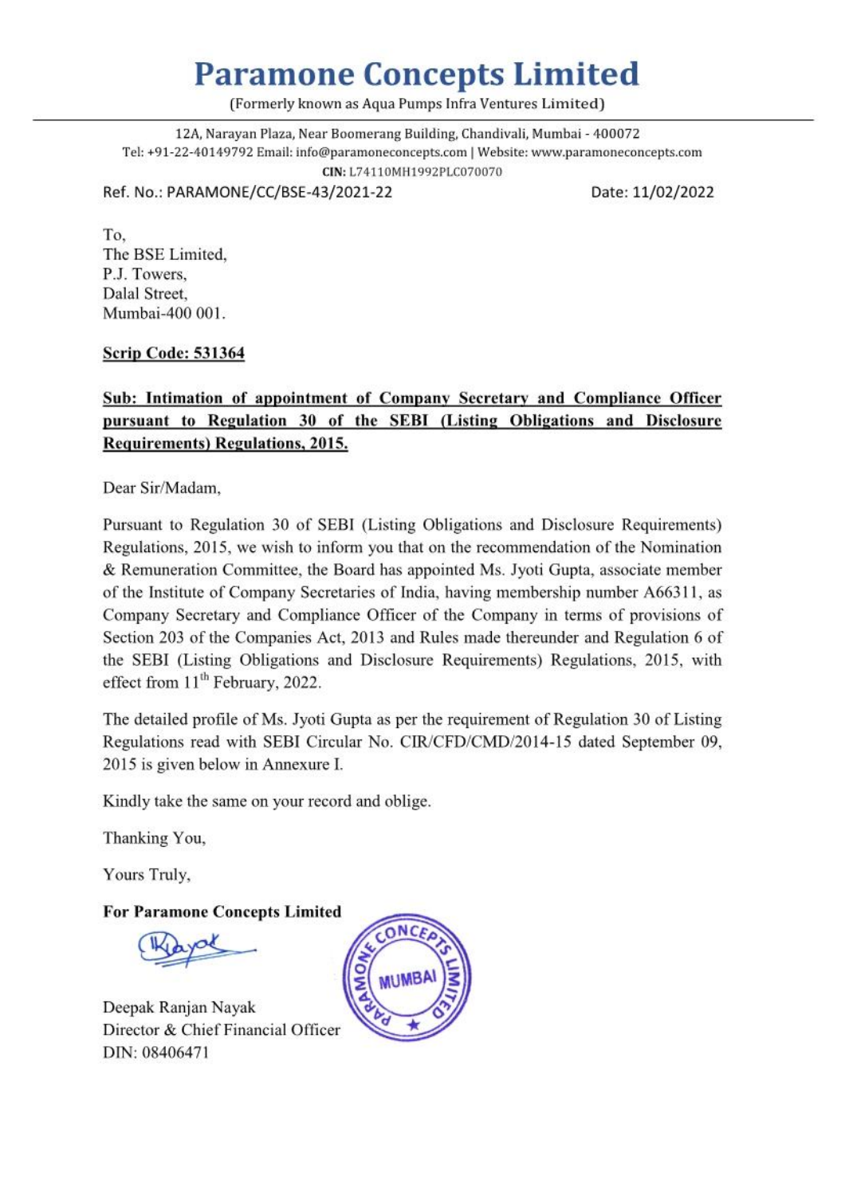# Paramone Concepts Limited

(Formerly known as Aqua Pumps Infra Ventures Limited)

12A, Narayan Plaza, Near Boomerang Building, Chandivali, Mumbai - 400072
Tel: +91-22-40149792 Email: info@paramoneconcepts.com | Website: www.paramoneconcepts.com
**CIN:** L74110MH1992PLC070070

Ref. No.: PARAMONE/CC/BSE-43/2021-22

Date: 11/02/2022

To,
The BSE Limited,
P.J. Towers,
Dalal Street,
Mumbai-400 001.

**Scrip Code: 531364**

**Sub: Intimation of appointment of Company Secretary and Compliance Officer pursuant to Regulation 30 of the SEBI (Listing Obligations and Disclosure Requirements) Regulations, 2015.**

Dear Sir/Madam,

Pursuant to Regulation 30 of SEBI (Listing Obligations and Disclosure Requirements) Regulations, 2015, we wish to inform you that on the recommendation of the Nomination & Remuneration Committee, the Board has appointed Ms. Jyoti Gupta, associate member of the Institute of Company Secretaries of India, having membership number A66311, as Company Secretary and Compliance Officer of the Company in terms of provisions of Section 203 of the Companies Act, 2013 and Rules made thereunder and Regulation 6 of the SEBI (Listing Obligations and Disclosure Requirements) Regulations, 2015, with effect from 11th February, 2022.

The detailed profile of Ms. Jyoti Gupta as per the requirement of Regulation 30 of Listing Regulations read with SEBI Circular No. CIR/CFD/CMD/2014-15 dated September 09, 2015 is given below in Annexure I.

Kindly take the same on your record and oblige.

Thanking You,

Yours Truly,

**For Paramone Concepts Limited**

Deepak Ranjan Nayak
Director & Chief Financial Officer
DIN: 08406471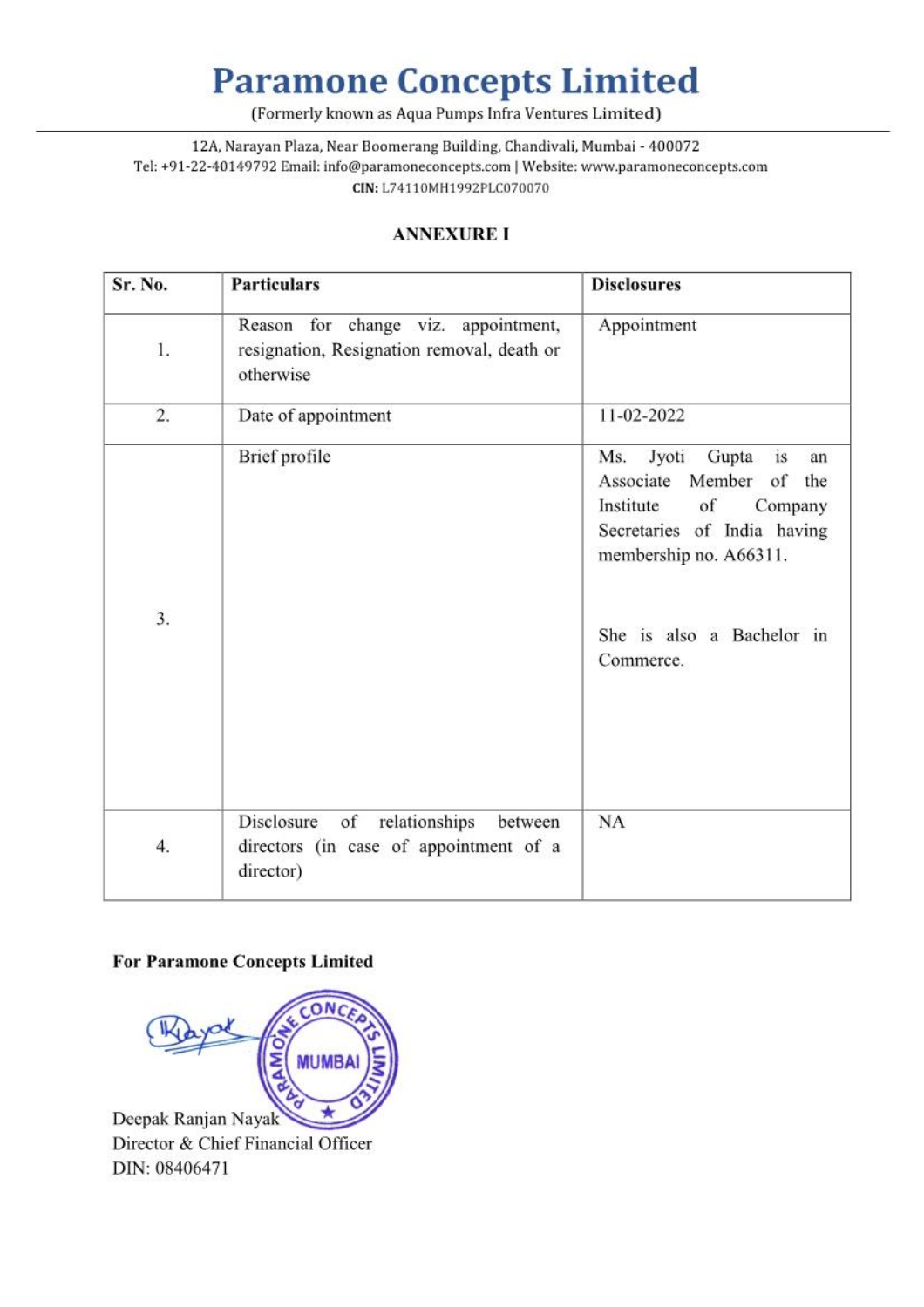# Paramone Concepts Limited

(Formerly known as Aqua Pumps Infra Ventures Limited)

12A, Narayan Plaza, Near Boomerang Building, Chandivali, Mumbai - 400072
Tel: +91-22-40149792 Email: info@paramoneconcepts.com | Website: www.paramoneconcepts.com
**CIN:** L74110MH1992PLC070070

## ANNEXURE I

| Sr. No. | Particulars | Disclosures |
|---|---|---|
| 1. | Reason for change viz. appointment, resignation, Resignation removal, death or otherwise | Appointment |
| 2. | Date of appointment | 11-02-2022 |
| 3. | Brief profile | Ms. Jyoti Gupta is an Associate Member of the Institute of Company Secretaries of India having membership no. A66311.<br><br>She is also a Bachelor in Commerce. |
| 4. | Disclosure of relationships between directors (in case of appointment of a director) | NA |

**For Paramone Concepts Limited**

Deepak Ranjan Nayak
Director & Chief Financial Officer
DIN: 08406471